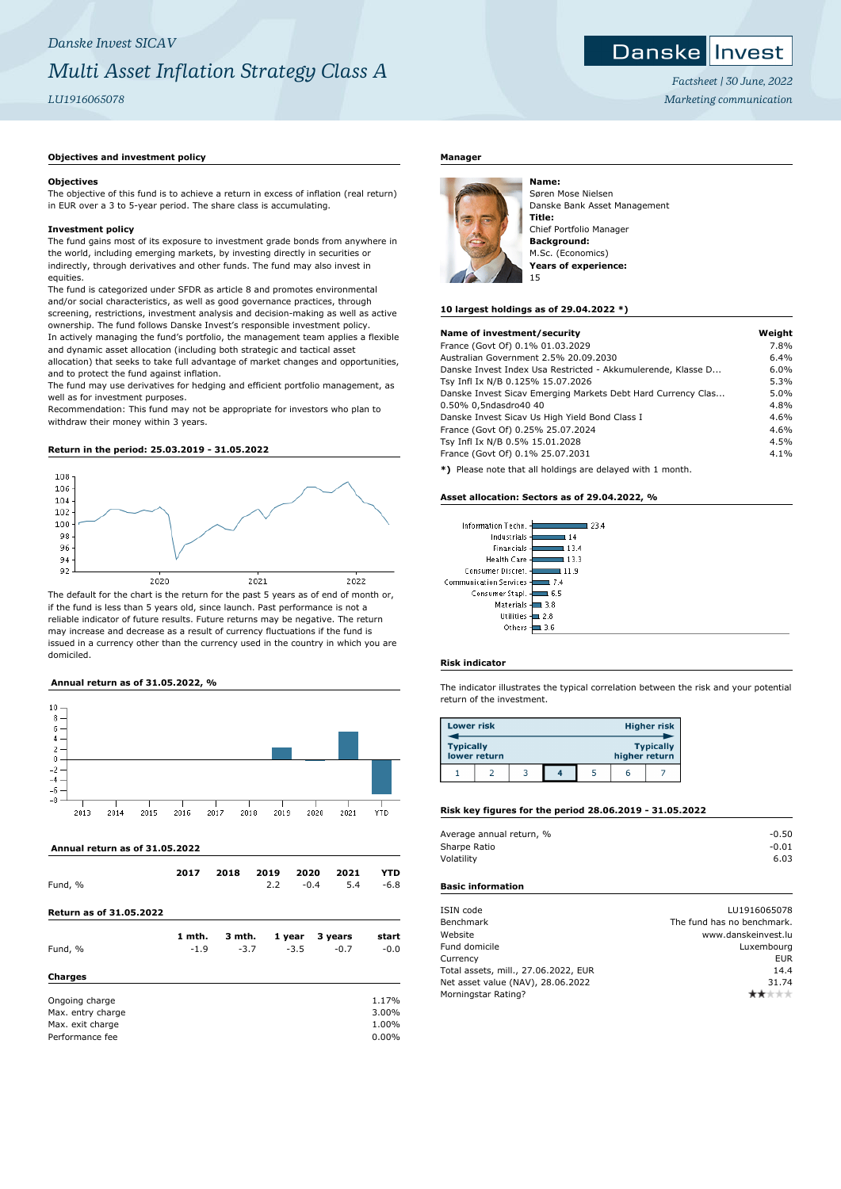*Danske Invest SICAV*

# *Multi Asset Inflation Strategy Class A*

*LU1916065078*

Danske Invest

*Factsheet | 30 June, 2022*

*Marketing communication*

## Objectives and investment policy

### Objectives

The objective of this fund is to achieve a return in excess of inflation (real return) in EUR over a 3 to 5-year period. The share class is accumulating.

### Investment policy

The fund gains most of its exposure to investment grade bonds from anywhere in the world, including emerging markets, by investing directly in securities or indirectly, through derivatives and other funds. The fund may also invest in equities.

The fund is categorized under SFDR as article 8 and promotes environmental and/or social characteristics, as well as good governance practices, through screening, restrictions, investment analysis and decision-making as well as active ownership. The fund follows Danske Invest's responsible investment policy.

In actively managing the fund's portfolio, the management team applies a flexible and dynamic asset allocation (including both strategic and tactical asset allocation) that seeks to take full advantage of market changes and opportunities, and to protect the fund against inflation.

The fund may use derivatives for hedging and efficient portfolio management, as well as for investment purposes.

Recommendation: This fund may not be appropriate for investors who plan to withdraw their money within 3 years.

## Return in the period: 25.03.2019 - 31.05.2022

The default for the chart is the return for the past 5 years as of end of month or, if the fund is less than 5 years old, since launch. Past performance is not a reliable indicator of future results. Future returns may be negative. The return may increase and decrease as a result of currency fluctuations if the fund is issued in a currency other than the currency used in the country in which you are domiciled.

## Annual return as of 31.05.2022, %

## Annual return as of 31.05.2022

| | 2017 | 2018 | 2019 | 2020 | 2021 | YTD |
|---|---|---|---|---|---|---|
| Fund, % | | | 2.2 | -0.4 | 5.4 | -6.8 |

## Return as of 31.05.2022

| | 1 mth. | 3 mth. | 1 year | 3 years | start |
|---|---|---|---|---|---|
| Fund, % | -1.9 | -3.7 | -3.5 | -0.7 | -0.0 |

## Charges

| | |
|---|---|
| Ongoing charge | 1.17% |
| Max. entry charge | 3.00% |
| Max. exit charge | 1.00% |
| Performance fee | 0.00% |

## Manager

**Name:**
Søren Mose Nielsen
Danske Bank Asset Management
**Title:**
Chief Portfolio Manager
**Background:**
M.Sc. (Economics)
**Years of experience:**
15

## 10 largest holdings as of 29.04.2022 *)

| Name of investment/security | Weight |
|---|---|
| France (Govt Of) 0.1% 01.03.2029 | 7.8% |
| Australian Government 2.5% 20.09.2030 | 6.4% |
| Danske Invest Index Usa Restricted - Akkumulerende, Klasse D... | 6.0% |
| Tsy Infl Ix N/B 0.125% 15.07.2026 | 5.3% |
| Danske Invest Sicav Emerging Markets Debt Hard Currency Clas... | 5.0% |
| 0.50% 0,5ndasdro40 40 | 4.8% |
| Danske Invest Sicav Us High Yield Bond Class I | 4.6% |
| France (Govt Of) 0.25% 25.07.2024 | 4.6% |
| Tsy Infl Ix N/B 0.5% 15.01.2028 | 4.5% |
| France (Govt Of) 0.1% 25.07.2031 | 4.1% |

*) Please note that all holdings are delayed with 1 month.

## Asset allocation: Sectors as of 29.04.2022, %

| Sector | % |
|---|---|
| Information Techn. | 23.4 |
| Industrials | 14 |
| Financials | 13.4 |
| Health Care | 13.3 |
| Consumer Discret. | 11.9 |
| Communication Services | 7.4 |
| Consumer Stapl. | 6.5 |
| Materials | 3.8 |
| Utilities | 2.8 |
| Others | 3.6 |

## Risk indicator

The indicator illustrates the typical correlation between the risk and your potential return of the investment.

Lower risk — Higher risk
Typically lower return — Typically higher return

1 | 2 | 3 | **4** | 5 | 6 | 7

## Risk key figures for the period 28.06.2019 - 31.05.2022

| | |
|---|---|
| Average annual return, % | -0.50 |
| Sharpe Ratio | -0.01 |
| Volatility | 6.03 |

## Basic information

| | |
|---|---|
| ISIN code | LU1916065078 |
| Benchmark | The fund has no benchmark. |
| Website | www.danskeinvest.lu |
| Fund domicile | Luxembourg |
| Currency | EUR |
| Total assets, mill., 27.06.2022, EUR | 14.4 |
| Net asset value (NAV), 28.06.2022 | 31.74 |
| Morningstar Rating? | ★★ |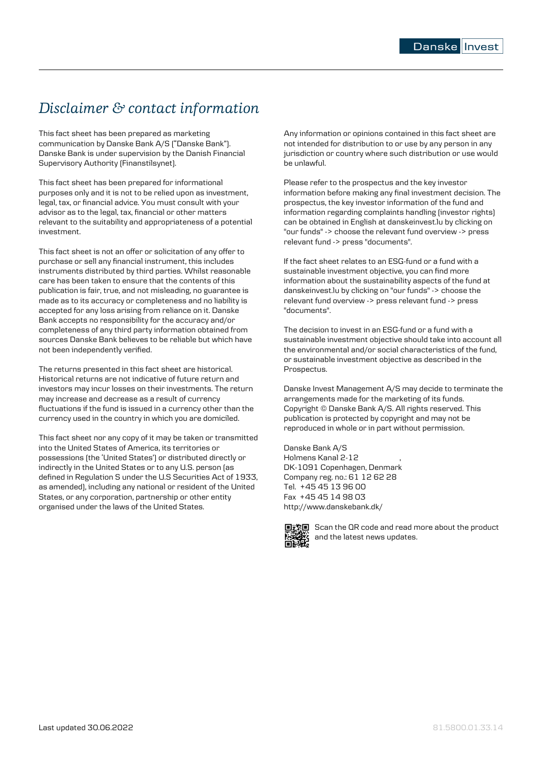## *Disclaimer & contact information*

This fact sheet has been prepared as marketing communication by Danske Bank A/S ("Danske Bank"). Danske Bank is under supervision by the Danish Financial Supervisory Authority (Finanstilsynet).

This fact sheet has been prepared for informational purposes only and it is not to be relied upon as investment, legal, tax, or financial advice. You must consult with your advisor as to the legal, tax, financial or other matters relevant to the suitability and appropriateness of a potential investment.

This fact sheet is not an offer or solicitation of any offer to purchase or sell any financial instrument, this includes instruments distributed by third parties. Whilst reasonable care has been taken to ensure that the contents of this publication is fair, true, and not misleading, no guarantee is made as to its accuracy or completeness and no liability is accepted for any loss arising from reliance on it. Danske Bank accepts no responsibility for the accuracy and/or completeness of any third party information obtained from sources Danske Bank believes to be reliable but which have not been independently verified.

The returns presented in this fact sheet are historical. Historical returns are not indicative of future return and investors may incur losses on their investments. The return may increase and decrease as a result of currency fluctuations if the fund is issued in a currency other than the currency used in the country in which you are domiciled.

This fact sheet nor any copy of it may be taken or transmitted into the United States of America, its territories or possessions (the 'United States') or distributed directly or indirectly in the United States or to any U.S. person (as defined in Regulation S under the U.S Securities Act of 1933, as amended), including any national or resident of the United States, or any corporation, partnership or other entity organised under the laws of the United States.

Any information or opinions contained in this fact sheet are not intended for distribution to or use by any person in any jurisdiction or country where such distribution or use would be unlawful.

Please refer to the prospectus and the key investor information before making any final investment decision. The prospectus, the key investor information of the fund and information regarding complaints handling (investor rights) can be obtained in English at danskeinvest.lu by clicking on "our funds" -> choose the relevant fund overview -> press relevant fund -> press "documents".

If the fact sheet relates to an ESG-fund or a fund with a sustainable investment objective, you can find more information about the sustainability aspects of the fund at danskeinvest.lu by clicking on "our funds" -> choose the relevant fund overview -> press relevant fund -> press "documents".

The decision to invest in an ESG-fund or a fund with a sustainable investment objective should take into account all the environmental and/or social characteristics of the fund, or sustainable investment objective as described in the Prospectus.

Danske Invest Management A/S may decide to terminate the arrangements made for the marketing of its funds. Copyright © Danske Bank A/S. All rights reserved. This publication is protected by copyright and may not be reproduced in whole or in part without permission.

Danske Bank A/S
Holmens Kanal 2-12
DK-1091 Copenhagen, Denmark
Company reg. no.: 61 12 62 28
Tel. +45 45 13 96 00
Fax +45 45 14 98 03
http://www.danskebank.dk/

Scan the QR code and read more about the product and the latest news updates.

Last updated 30.06.2022

81.5800.01.33.14